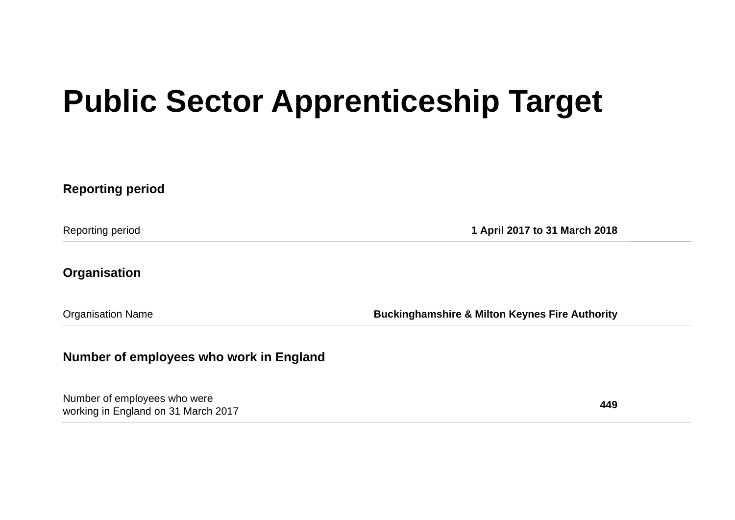# Public Sector Apprenticeship Target

### Reporting period

| | |
|---|---|
| Reporting period | **1 April 2017 to 31 March 2018** |

### Organisation

| | |
|---|---|
| Organisation Name | **Buckinghamshire & Milton Keynes Fire Authority** |

### Number of employees who work in England

| | |
|---|---|
| Number of employees who were working in England on 31 March 2017 | **449** |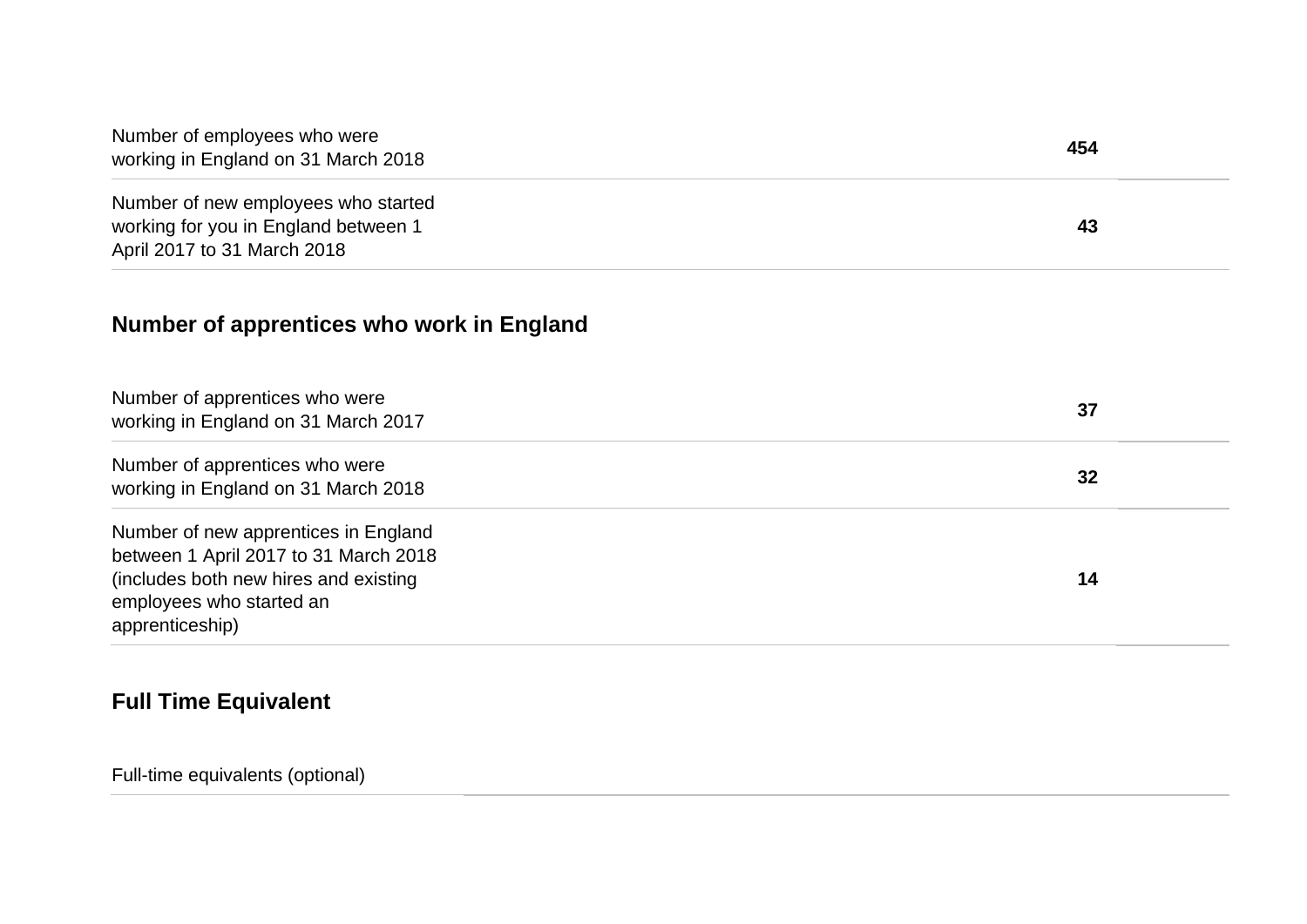| | |
|---|---|
| Number of employees who were working in England on 31 March 2018 | **454** |
| Number of new employees who started working for you in England between 1 April 2017 to 31 March 2018 | **43** |

## Number of apprentices who work in England

| | |
|---|---|
| Number of apprentices who were working in England on 31 March 2017 | **37** |
| Number of apprentices who were working in England on 31 March 2018 | **32** |
| Number of new apprentices in England between 1 April 2017 to 31 March 2018 (includes both new hires and existing employees who started an apprenticeship) | **14** |

## Full Time Equivalent

| | |
|---|---|
| Full-time equivalents (optional) | |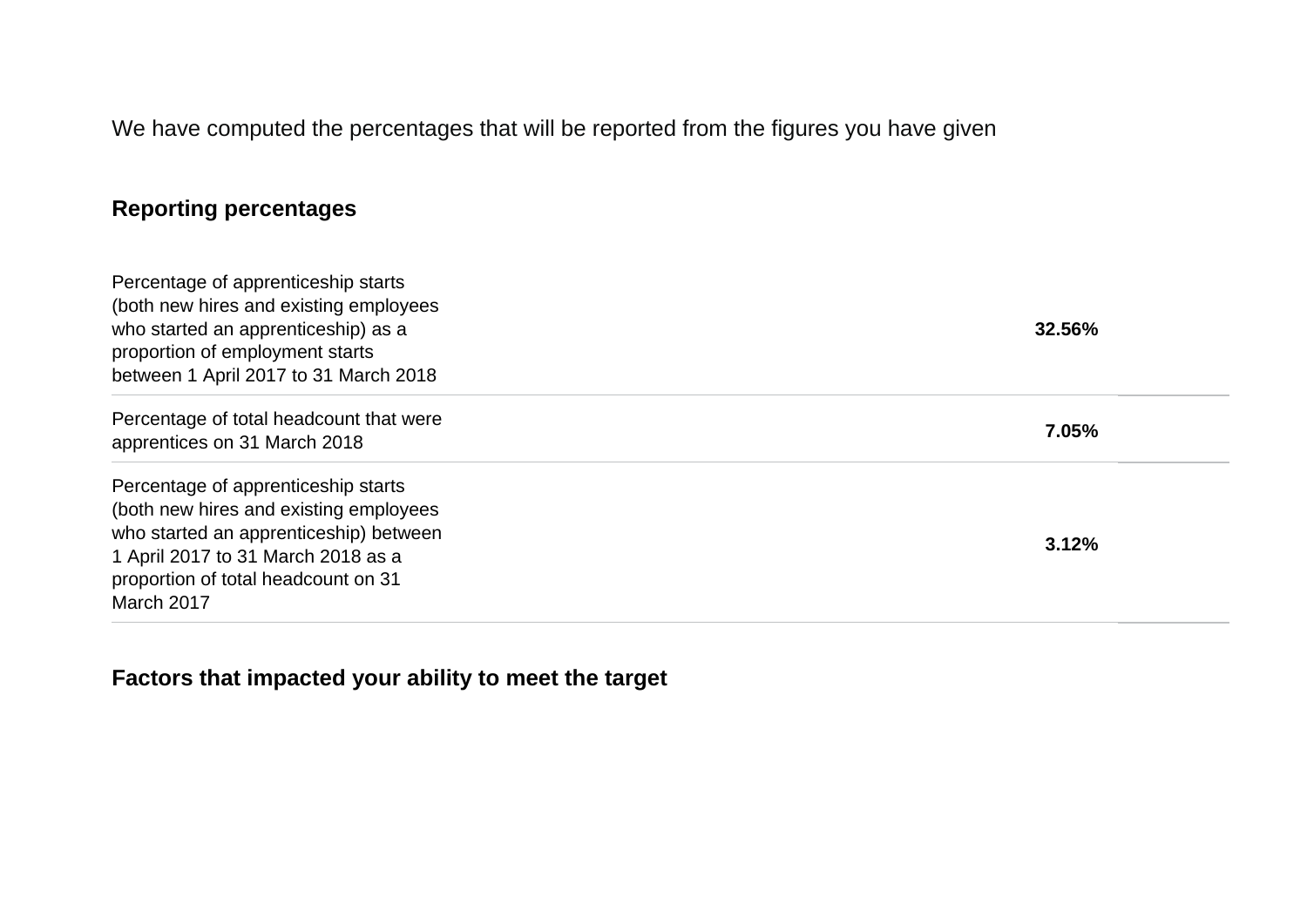We have computed the percentages that will be reported from the figures you have given

## Reporting percentages

| | |
|---|---|
| Percentage of apprenticeship starts (both new hires and existing employees who started an apprenticeship) as a proportion of employment starts between 1 April 2017 to 31 March 2018 | **32.56%** |
| Percentage of total headcount that were apprentices on 31 March 2018 | **7.05%** |
| Percentage of apprenticeship starts (both new hires and existing employees who started an apprenticeship) between 1 April 2017 to 31 March 2018 as a proportion of total headcount on 31 March 2017 | **3.12%** |

## Factors that impacted your ability to meet the target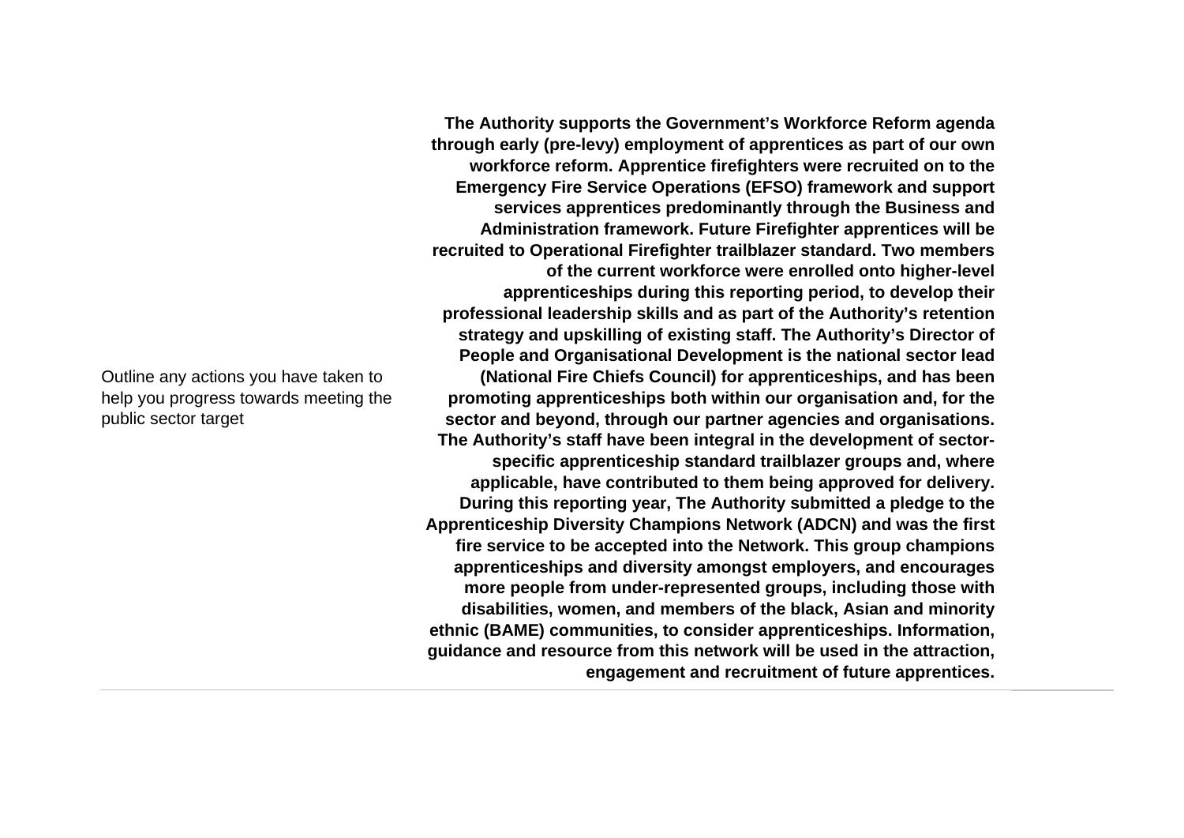| | |
|---|---|
| Outline any actions you have taken to help you progress towards meeting the public sector target | **The Authority supports the Government's Workforce Reform agenda through early (pre-levy) employment of apprentices as part of our own workforce reform. Apprentice firefighters were recruited on to the Emergency Fire Service Operations (EFSO) framework and support services apprentices predominantly through the Business and Administration framework. Future Firefighter apprentices will be recruited to Operational Firefighter trailblazer standard. Two members of the current workforce were enrolled onto higher-level apprenticeships during this reporting period, to develop their professional leadership skills and as part of the Authority's retention strategy and upskilling of existing staff. The Authority's Director of People and Organisational Development is the national sector lead (National Fire Chiefs Council) for apprenticeships, and has been promoting apprenticeships both within our organisation and, for the sector and beyond, through our partner agencies and organisations. The Authority's staff have been integral in the development of sector-specific apprenticeship standard trailblazer groups and, where applicable, have contributed to them being approved for delivery. During this reporting year, The Authority submitted a pledge to the Apprenticeship Diversity Champions Network (ADCN) and was the first fire service to be accepted into the Network. This group champions apprenticeships and diversity amongst employers, and encourages more people from under-represented groups, including those with disabilities, women, and members of the black, Asian and minority ethnic (BAME) communities, to consider apprenticeships. Information, guidance and resource from this network will be used in the attraction, engagement and recruitment of future apprentices.** |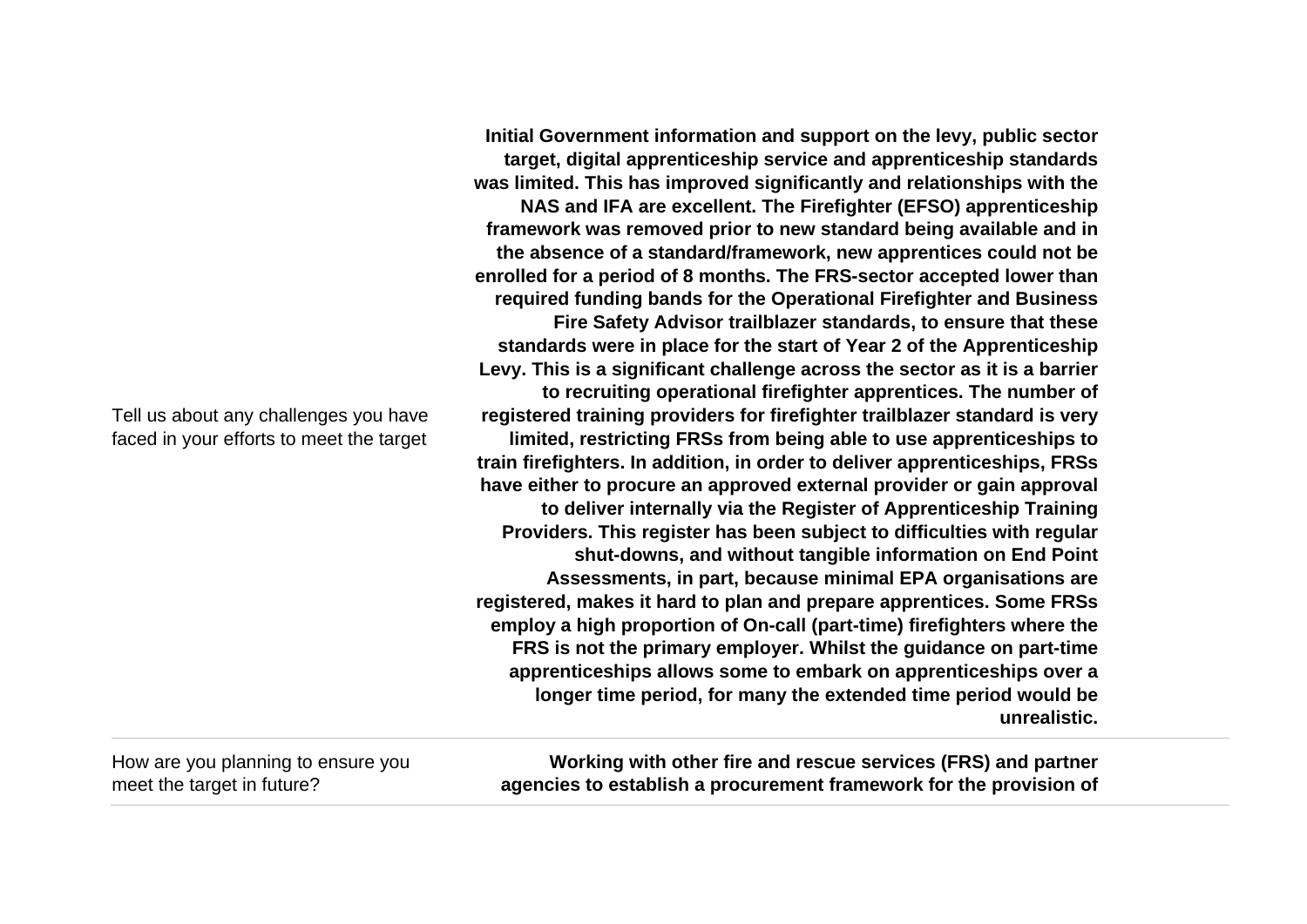| | |
|---|---|
| Tell us about any challenges you have faced in your efforts to meet the target | **Initial Government information and support on the levy, public sector target, digital apprenticeship service and apprenticeship standards was limited. This has improved significantly and relationships with the NAS and IFA are excellent. The Firefighter (EFSO) apprenticeship framework was removed prior to new standard being available and in the absence of a standard/framework, new apprentices could not be enrolled for a period of 8 months. The FRS-sector accepted lower than required funding bands for the Operational Firefighter and Business Fire Safety Advisor trailblazer standards, to ensure that these standards were in place for the start of Year 2 of the Apprenticeship Levy. This is a significant challenge across the sector as it is a barrier to recruiting operational firefighter apprentices. The number of registered training providers for firefighter trailblazer standard is very limited, restricting FRSs from being able to use apprenticeships to train firefighters. In addition, in order to deliver apprenticeships, FRSs have either to procure an approved external provider or gain approval to deliver internally via the Register of Apprenticeship Training Providers. This register has been subject to difficulties with regular shut-downs, and without tangible information on End Point Assessments, in part, because minimal EPA organisations are registered, makes it hard to plan and prepare apprentices. Some FRSs employ a high proportion of On-call (part-time) firefighters where the FRS is not the primary employer. Whilst the guidance on part-time apprenticeships allows some to embark on apprenticeships over a longer time period, for many the extended time period would be unrealistic.** |
| How are you planning to ensure you meet the target in future? | **Working with other fire and rescue services (FRS) and partner agencies to establish a procurement framework for the provision of** |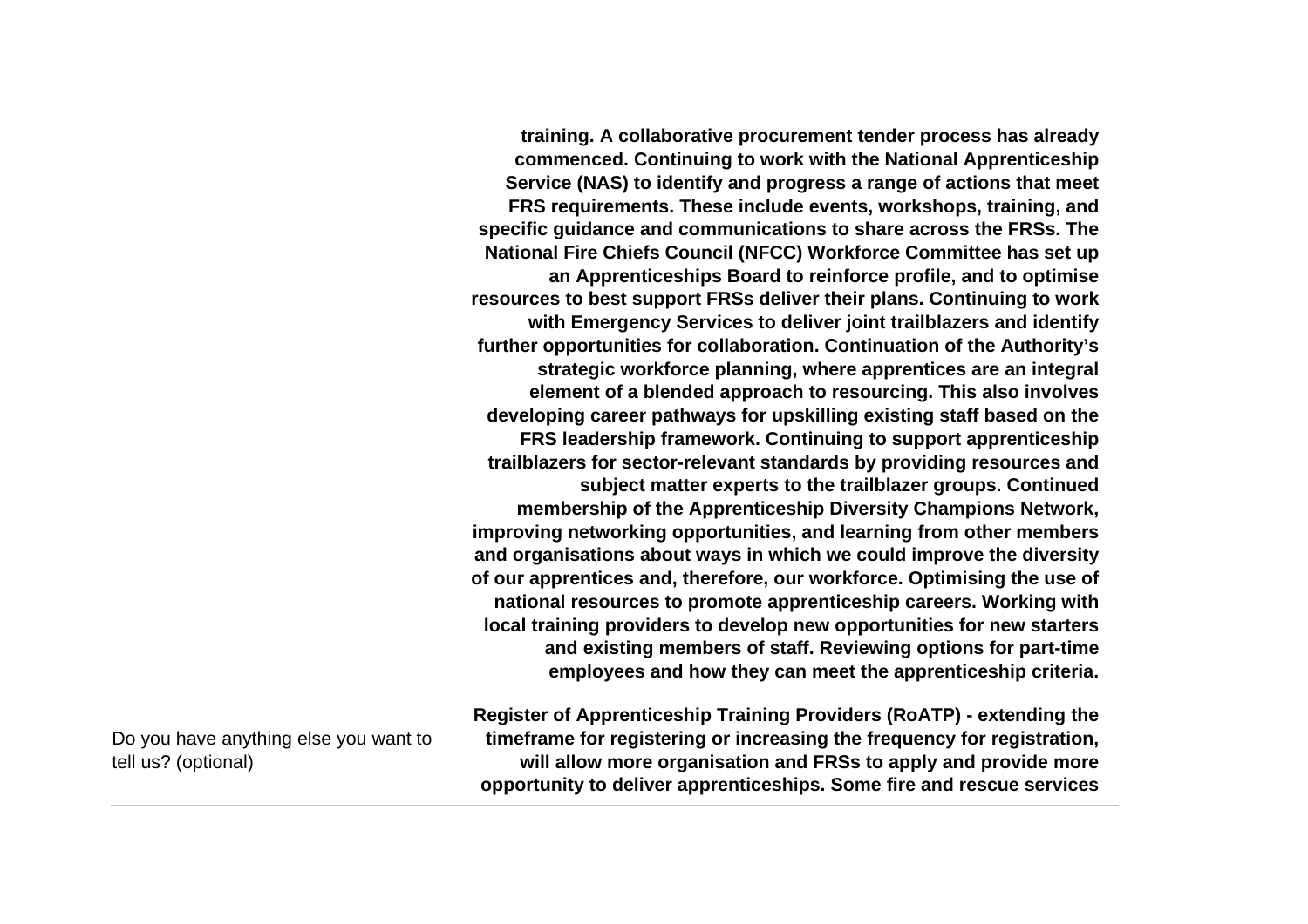| | |
|---|---|
| | **training. A collaborative procurement tender process has already commenced. Continuing to work with the National Apprenticeship Service (NAS) to identify and progress a range of actions that meet FRS requirements. These include events, workshops, training, and specific guidance and communications to share across the FRSs. The National Fire Chiefs Council (NFCC) Workforce Committee has set up an Apprenticeships Board to reinforce profile, and to optimise resources to best support FRSs deliver their plans. Continuing to work with Emergency Services to deliver joint trailblazers and identify further opportunities for collaboration. Continuation of the Authority's strategic workforce planning, where apprentices are an integral element of a blended approach to resourcing. This also involves developing career pathways for upskilling existing staff based on the FRS leadership framework. Continuing to support apprenticeship trailblazers for sector-relevant standards by providing resources and subject matter experts to the trailblazer groups. Continued membership of the Apprenticeship Diversity Champions Network, improving networking opportunities, and learning from other members and organisations about ways in which we could improve the diversity of our apprentices and, therefore, our workforce. Optimising the use of national resources to promote apprenticeship careers. Working with local training providers to develop new opportunities for new starters and existing members of staff. Reviewing options for part-time employees and how they can meet the apprenticeship criteria.** |
| Do you have anything else you want to tell us? (optional) | **Register of Apprenticeship Training Providers (RoATP) - extending the timeframe for registering or increasing the frequency for registration, will allow more organisation and FRSs to apply and provide more opportunity to deliver apprenticeships. Some fire and rescue services** |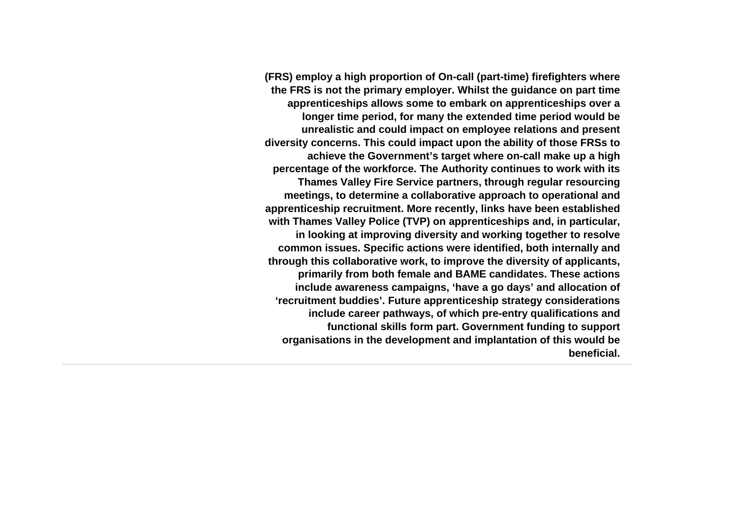**(FRS) employ a high proportion of On-call (part-time) firefighters where the FRS is not the primary employer. Whilst the guidance on part time apprenticeships allows some to embark on apprenticeships over a longer time period, for many the extended time period would be unrealistic and could impact on employee relations and present diversity concerns. This could impact upon the ability of those FRSs to achieve the Government's target where on-call make up a high percentage of the workforce. The Authority continues to work with its Thames Valley Fire Service partners, through regular resourcing meetings, to determine a collaborative approach to operational and apprenticeship recruitment. More recently, links have been established with Thames Valley Police (TVP) on apprenticeships and, in particular, in looking at improving diversity and working together to resolve common issues. Specific actions were identified, both internally and through this collaborative work, to improve the diversity of applicants, primarily from both female and BAME candidates. These actions include awareness campaigns, 'have a go days' and allocation of 'recruitment buddies'. Future apprenticeship strategy considerations include career pathways, of which pre-entry qualifications and functional skills form part. Government funding to support organisations in the development and implantation of this would be beneficial.**